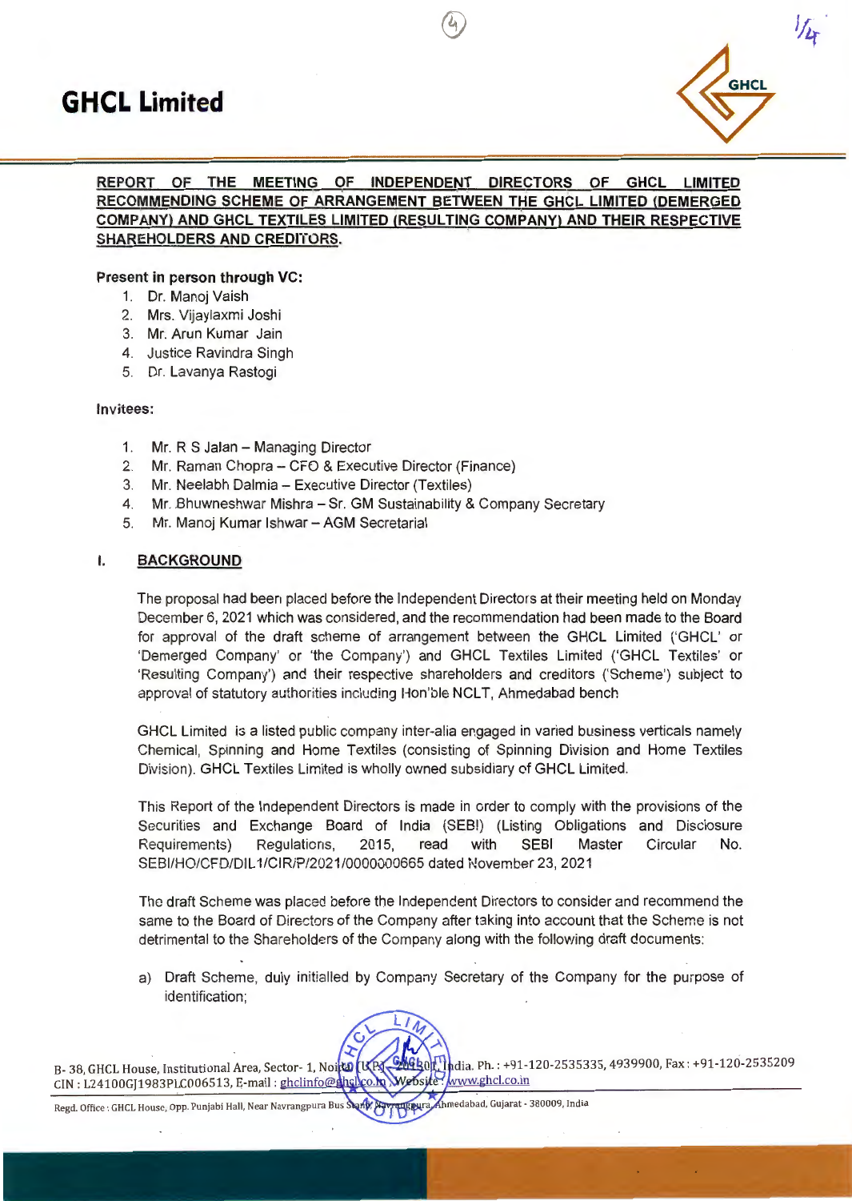# GHCL Limited

**REPORT OF THE MEETING OF INDEPENDENT DIRECTORS OF GHCL LIMITED RECOMMENDING SCHEME OF ARRANGEMENT BETWEEN THE GHCL LIMITED (DEMERGED COMPANY) AND GHCL TEXTILES LIMITED (RESULTING COMPANY) AND THEIR RESPECTIVE SHAREHOLDERS AND CREDITORS.**

**Present in person through VC:**

1. Dr. Manoj Vaish
2. Mrs. Vijaylaxmi Joshi
3. Mr. Arun Kumar Jain
4. Justice Ravindra Singh
5. Dr. Lavanya Rastogi

**Invitees:**

1. Mr. R S Jalan – Managing Director
2. Mr. Raman Chopra – CFO & Executive Director (Finance)
3. Mr. Neelabh Dalmia – Executive Director (Textiles)
4. Mr. Bhuwneshwar Mishra – Sr. GM Sustainability & Company Secretary
5. Mr. Manoj Kumar Ishwar – AGM Secretarial

## I. BACKGROUND

The proposal had been placed before the Independent Directors at their meeting held on Monday December 6, 2021 which was considered, and the recommendation had been made to the Board for approval of the draft scheme of arrangement between the GHCL Limited ('GHCL' or 'Demerged Company' or 'the Company') and GHCL Textiles Limited ('GHCL Textiles' or 'Resulting Company') and their respective shareholders and creditors ('Scheme') subject to approval of statutory authorities including Hon'ble NCLT, Ahmedabad bench.

GHCL Limited is a listed public company inter-alia engaged in varied business verticals namely Chemical, Spinning and Home Textiles (consisting of Spinning Division and Home Textiles Division). GHCL Textiles Limited is wholly owned subsidiary of GHCL Limited.

This Report of the Independent Directors is made in order to comply with the provisions of the Securities and Exchange Board of India (SEBI) (Listing Obligations and Disclosure Requirements) Regulations, 2015, read with SEBI Master Circular No. SEBI/HO/CFD/DIL1/CIR/P/2021/0000000665 dated November 23, 2021

The draft Scheme was placed before the Independent Directors to consider and recommend the same to the Board of Directors of the Company after taking into account that the Scheme is not detrimental to the Shareholders of the Company along with the following draft documents:

a) Draft Scheme, duly initialled by Company Secretary of the Company for the purpose of identification;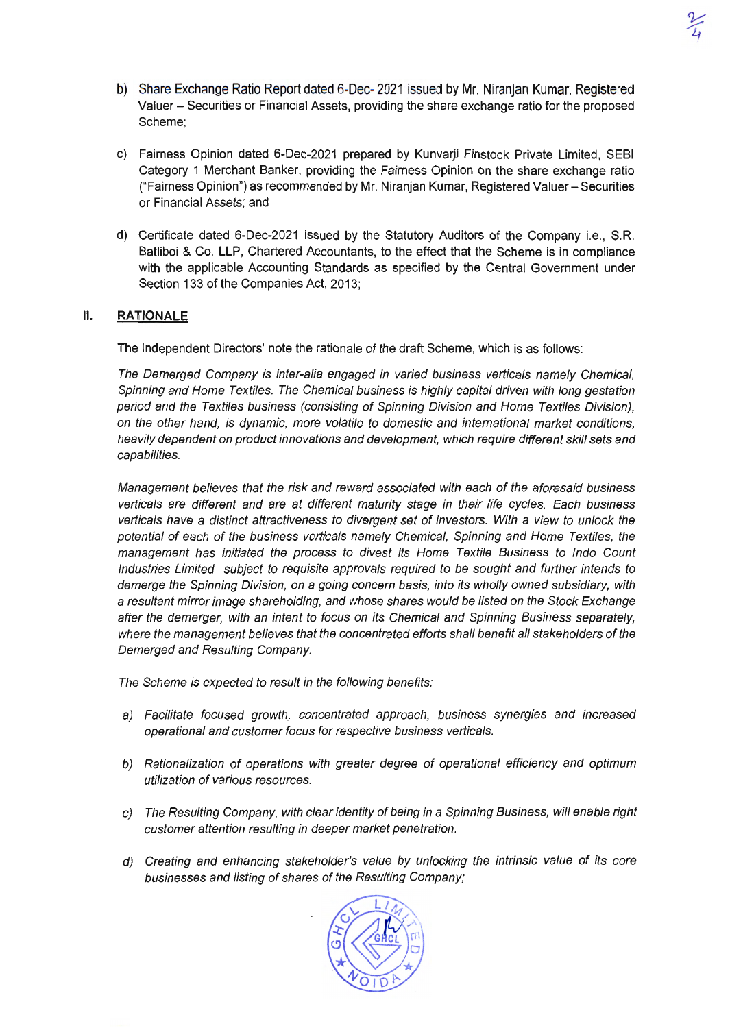b) Share Exchange Ratio Report dated 6-Dec- 2021 issued by Mr. Niranjan Kumar, Registered Valuer – Securities or Financial Assets, providing the share exchange ratio for the proposed Scheme;

c) Fairness Opinion dated 6-Dec-2021 prepared by Kunvarji Finstock Private Limited, SEBI Category 1 Merchant Banker, providing the Fairness Opinion on the share exchange ratio ("Fairness Opinion") as recommended by Mr. Niranjan Kumar, Registered Valuer – Securities or Financial Assets; and

d) Certificate dated 6-Dec-2021 issued by the Statutory Auditors of the Company i.e., S.R. Batliboi & Co. LLP, Chartered Accountants, to the effect that the Scheme is in compliance with the applicable Accounting Standards as specified by the Central Government under Section 133 of the Companies Act, 2013;

## II. RATIONALE

The Independent Directors' note the rationale of the draft Scheme, which is as follows:

*The Demerged Company is inter-alia engaged in varied business verticals namely Chemical, Spinning and Home Textiles. The Chemical business is highly capital driven with long gestation period and the Textiles business (consisting of Spinning Division and Home Textiles Division), on the other hand, is dynamic, more volatile to domestic and international market conditions, heavily dependent on product innovations and development, which require different skill sets and capabilities.*

*Management believes that the risk and reward associated with each of the aforesaid business verticals are different and are at different maturity stage in their life cycles. Each business verticals have a distinct attractiveness to divergent set of investors. With a view to unlock the potential of each of the business verticals namely Chemical, Spinning and Home Textiles, the management has initiated the process to divest its Home Textile Business to Indo Count Industries Limited subject to requisite approvals required to be sought and further intends to demerge the Spinning Division, on a going concern basis, into its wholly owned subsidiary, with a resultant mirror image shareholding, and whose shares would be listed on the Stock Exchange after the demerger, with an intent to focus on its Chemical and Spinning Business separately, where the management believes that the concentrated efforts shall benefit all stakeholders of the Demerged and Resulting Company.*

*The Scheme is expected to result in the following benefits:*

*a) Facilitate focused growth, concentrated approach, business synergies and increased operational and customer focus for respective business verticals.*

*b) Rationalization of operations with greater degree of operational efficiency and optimum utilization of various resources.*

*c) The Resulting Company, with clear identity of being in a Spinning Business, will enable right customer attention resulting in deeper market penetration.*

*d) Creating and enhancing stakeholder's value by unlocking the intrinsic value of its core businesses and listing of shares of the Resulting Company;*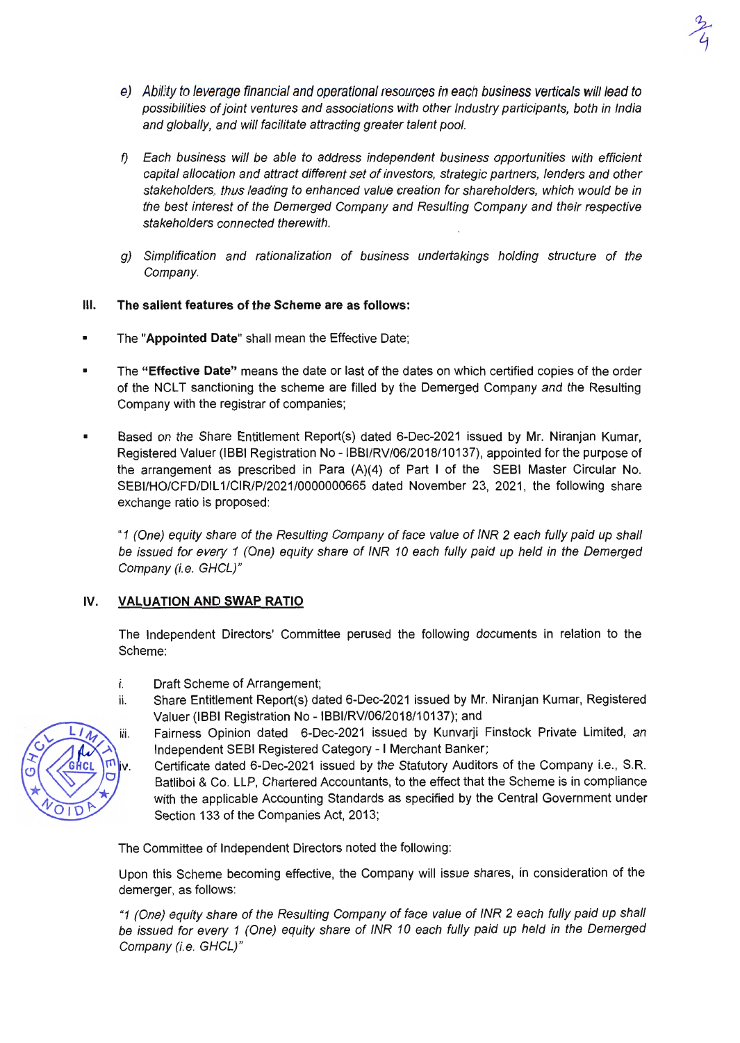e) *Ability to leverage financial and operational resources in each business verticals will lead to possibilities of joint ventures and associations with other Industry participants, both in India and globally, and will facilitate attracting greater talent pool.*

f) *Each business will be able to address independent business opportunities with efficient capital allocation and attract different set of investors, strategic partners, lenders and other stakeholders, thus leading to enhanced value creation for shareholders, which would be in the best interest of the Demerged Company and Resulting Company and their respective stakeholders connected therewith.*

g) *Simplification and rationalization of business undertakings holding structure of the Company.*

**III. The salient features of the Scheme are as follows:**

- The "**Appointed Date**" shall mean the Effective Date;
- The **"Effective Date"** means the date or last of the dates on which certified copies of the order of the NCLT sanctioning the scheme are filled by the Demerged Company and the Resulting Company with the registrar of companies;
- Based on the Share Entitlement Report(s) dated 6-Dec-2021 issued by Mr. Niranjan Kumar, Registered Valuer (IBBI Registration No - IBBI/RV/06/2018/10137), appointed for the purpose of the arrangement as prescribed in Para (A)(4) of Part I of the SEBI Master Circular No. SEBI/HO/CFD/DIL1/CIR/P/2021/0000000665 dated November 23, 2021, the following share exchange ratio is proposed:

  *"1 (One) equity share of the Resulting Company of face value of INR 2 each fully paid up shall be issued for every 1 (One) equity share of INR 10 each fully paid up held in the Demerged Company (i.e. GHCL)"*

**IV. VALUATION AND SWAP RATIO**

The Independent Directors' Committee perused the following documents in relation to the Scheme:

i. Draft Scheme of Arrangement;
ii. Share Entitlement Report(s) dated 6-Dec-2021 issued by Mr. Niranjan Kumar, Registered Valuer (IBBI Registration No - IBBI/RV/06/2018/10137); and
iii. Fairness Opinion dated 6-Dec-2021 issued by Kunvarji Finstock Private Limited, an Independent SEBI Registered Category - I Merchant Banker;
iv. Certificate dated 6-Dec-2021 issued by the Statutory Auditors of the Company i.e., S.R. Batliboi & Co. LLP, Chartered Accountants, to the effect that the Scheme is in compliance with the applicable Accounting Standards as specified by the Central Government under Section 133 of the Companies Act, 2013;

The Committee of Independent Directors noted the following:

Upon this Scheme becoming effective, the Company will issue shares, in consideration of the demerger, as follows:

*"1 (One) equity share of the Resulting Company of face value of INR 2 each fully paid up shall be issued for every 1 (One) equity share of INR 10 each fully paid up held in the Demerged Company (i.e. GHCL)"*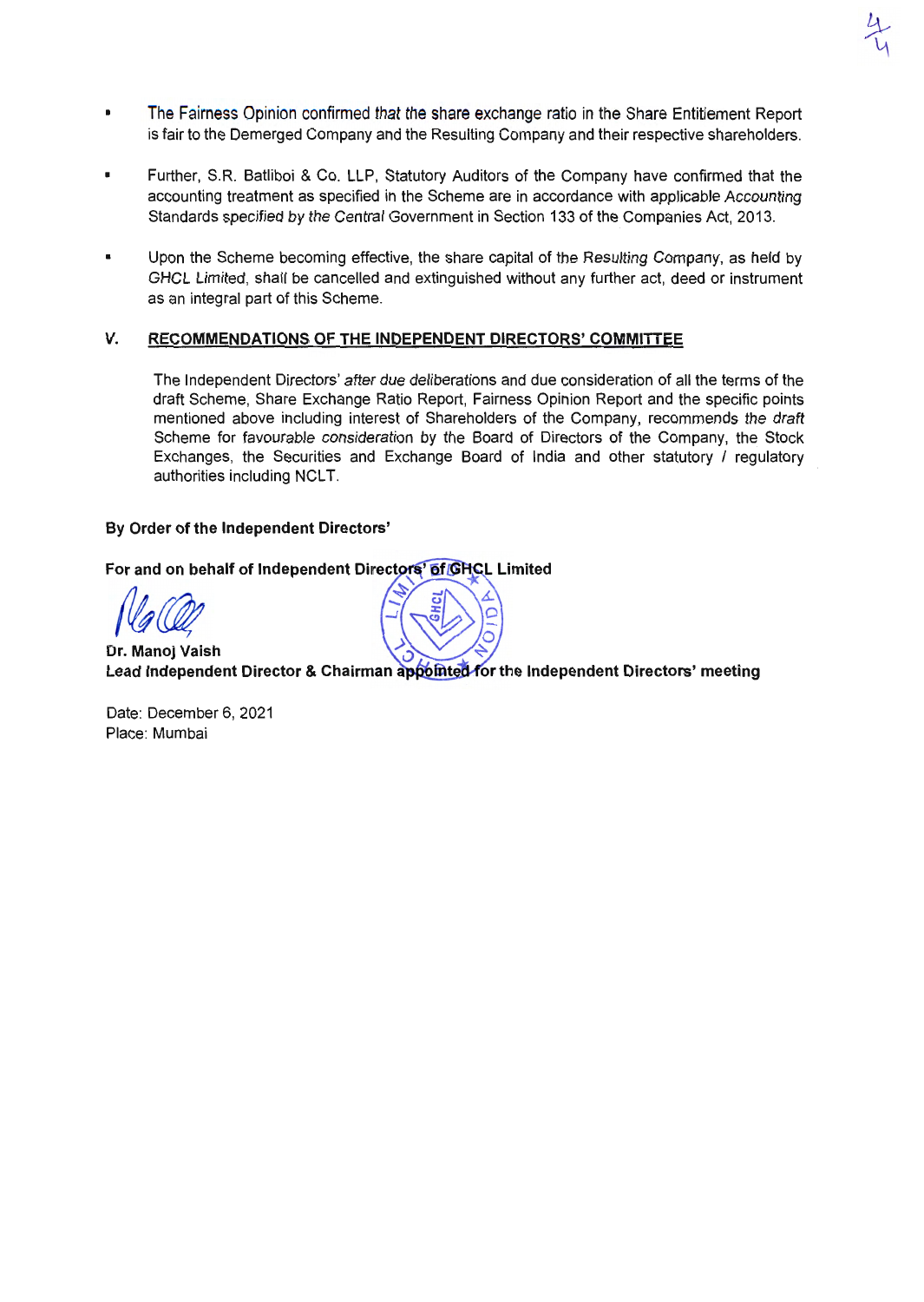- The Fairness Opinion confirmed that the share exchange ratio in the Share Entitlement Report is fair to the Demerged Company and the Resulting Company and their respective shareholders.

- Further, S.R. Batliboi & Co. LLP, Statutory Auditors of the Company have confirmed that the accounting treatment as specified in the Scheme are in accordance with applicable Accounting Standards specified by the Central Government in Section 133 of the Companies Act, 2013.

- Upon the Scheme becoming effective, the share capital of the Resulting Company, as held by GHCL Limited, shall be cancelled and extinguished without any further act, deed or instrument as an integral part of this Scheme.

## V. RECOMMENDATIONS OF THE INDEPENDENT DIRECTORS' COMMITTEE

The Independent Directors' after due deliberations and due consideration of all the terms of the draft Scheme, Share Exchange Ratio Report, Fairness Opinion Report and the specific points mentioned above including interest of Shareholders of the Company, recommends the draft Scheme for favourable consideration by the Board of Directors of the Company, the Stock Exchanges, the Securities and Exchange Board of India and other statutory / regulatory authorities including NCLT.

**By Order of the Independent Directors'**

**For and on behalf of Independent Directors' of GHCL Limited**

**Dr. Manoj Vaish**
**Lead Independent Director & Chairman appointed for the Independent Directors' meeting**

Date: December 6, 2021
Place: Mumbai